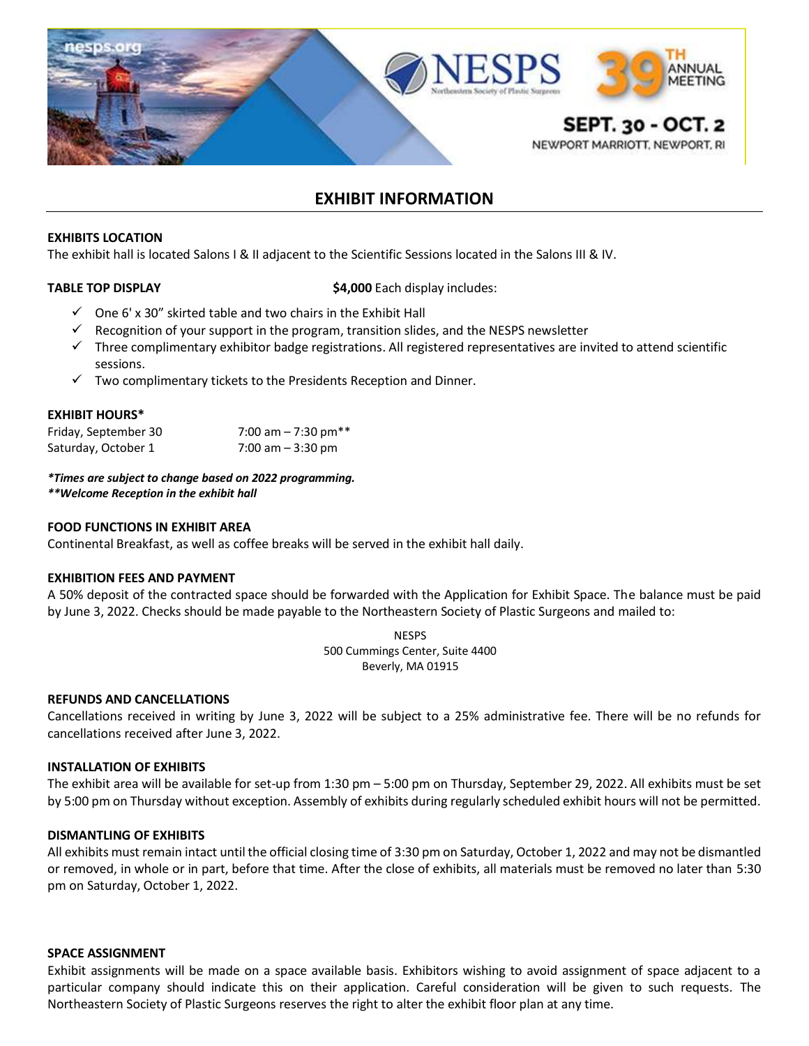nesps.org

NESPS Northeastern Society of Plastic Surgeons

39TH ANNUAL MEETING

SEPT. 30 - OCT. 2

NEWPORT MARRIOTT, NEWPORT, RI

# EXHIBIT INFORMATION

**EXHIBITS LOCATION**

The exhibit hall is located Salons I & II adjacent to the Scientific Sessions located in the Salons III & IV.

**TABLE TOP DISPLAY** **$4,000** Each display includes:

- ✓ One 6' x 30" skirted table and two chairs in the Exhibit Hall
- ✓ Recognition of your support in the program, transition slides, and the NESPS newsletter
- ✓ Three complimentary exhibitor badge registrations. All registered representatives are invited to attend scientific sessions.
- ✓ Two complimentary tickets to the Presidents Reception and Dinner.

**EXHIBIT HOURS***

| | |
|---|---|
| Friday, September 30 | 7:00 am – 7:30 pm** |
| Saturday, October 1 | 7:00 am – 3:30 pm |

***Times are subject to change based on 2022 programming.***
*****Welcome Reception in the exhibit hall***

**FOOD FUNCTIONS IN EXHIBIT AREA**

Continental Breakfast, as well as coffee breaks will be served in the exhibit hall daily.

**EXHIBITION FEES AND PAYMENT**

A 50% deposit of the contracted space should be forwarded with the Application for Exhibit Space. The balance must be paid by June 3, 2022. Checks should be made payable to the Northeastern Society of Plastic Surgeons and mailed to:

NESPS
500 Cummings Center, Suite 4400
Beverly, MA 01915

**REFUNDS AND CANCELLATIONS**

Cancellations received in writing by June 3, 2022 will be subject to a 25% administrative fee. There will be no refunds for cancellations received after June 3, 2022.

**INSTALLATION OF EXHIBITS**

The exhibit area will be available for set-up from 1:30 pm – 5:00 pm on Thursday, September 29, 2022. All exhibits must be set by 5:00 pm on Thursday without exception. Assembly of exhibits during regularly scheduled exhibit hours will not be permitted.

**DISMANTLING OF EXHIBITS**

All exhibits must remain intact until the official closing time of 3:30 pm on Saturday, October 1, 2022 and may not be dismantled or removed, in whole or in part, before that time. After the close of exhibits, all materials must be removed no later than 5:30 pm on Saturday, October 1, 2022.

**SPACE ASSIGNMENT**

Exhibit assignments will be made on a space available basis. Exhibitors wishing to avoid assignment of space adjacent to a particular company should indicate this on their application. Careful consideration will be given to such requests. The Northeastern Society of Plastic Surgeons reserves the right to alter the exhibit floor plan at any time.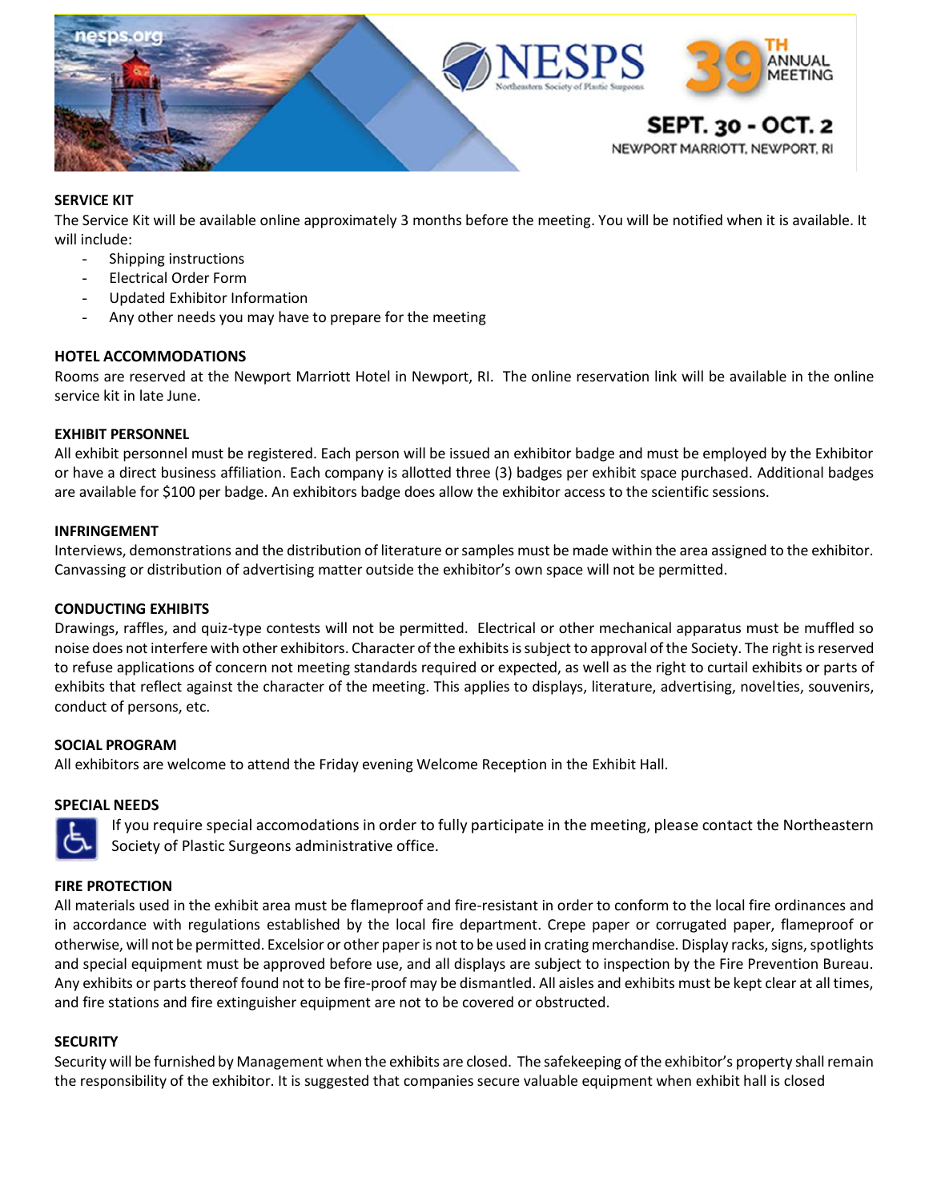## SERVICE KIT

The Service Kit will be available online approximately 3 months before the meeting. You will be notified when it is available. It will include:

- Shipping instructions
- Electrical Order Form
- Updated Exhibitor Information
- Any other needs you may have to prepare for the meeting

## HOTEL ACCOMMODATIONS

Rooms are reserved at the Newport Marriott Hotel in Newport, RI. The online reservation link will be available in the online service kit in late June.

## EXHIBIT PERSONNEL

All exhibit personnel must be registered. Each person will be issued an exhibitor badge and must be employed by the Exhibitor or have a direct business affiliation. Each company is allotted three (3) badges per exhibit space purchased. Additional badges are available for $100 per badge. An exhibitors badge does allow the exhibitor access to the scientific sessions.

## INFRINGEMENT

Interviews, demonstrations and the distribution of literature or samples must be made within the area assigned to the exhibitor. Canvassing or distribution of advertising matter outside the exhibitor's own space will not be permitted.

## CONDUCTING EXHIBITS

Drawings, raffles, and quiz-type contests will not be permitted. Electrical or other mechanical apparatus must be muffled so noise does not interfere with other exhibitors. Character of the exhibits is subject to approval of the Society. The right is reserved to refuse applications of concern not meeting standards required or expected, as well as the right to curtail exhibits or parts of exhibits that reflect against the character of the meeting. This applies to displays, literature, advertising, novelties, souvenirs, conduct of persons, etc.

## SOCIAL PROGRAM

All exhibitors are welcome to attend the Friday evening Welcome Reception in the Exhibit Hall.

## SPECIAL NEEDS

If you require special accomodations in order to fully participate in the meeting, please contact the Northeastern Society of Plastic Surgeons administrative office.

## FIRE PROTECTION

All materials used in the exhibit area must be flameproof and fire-resistant in order to conform to the local fire ordinances and in accordance with regulations established by the local fire department. Crepe paper or corrugated paper, flameproof or otherwise, will not be permitted. Excelsior or other paper is not to be used in crating merchandise. Display racks, signs, spotlights and special equipment must be approved before use, and all displays are subject to inspection by the Fire Prevention Bureau. Any exhibits or parts thereof found not to be fire-proof may be dismantled. All aisles and exhibits must be kept clear at all times, and fire stations and fire extinguisher equipment are not to be covered or obstructed.

## SECURITY

Security will be furnished by Management when the exhibits are closed. The safekeeping of the exhibitor's property shall remain the responsibility of the exhibitor. It is suggested that companies secure valuable equipment when exhibit hall is closed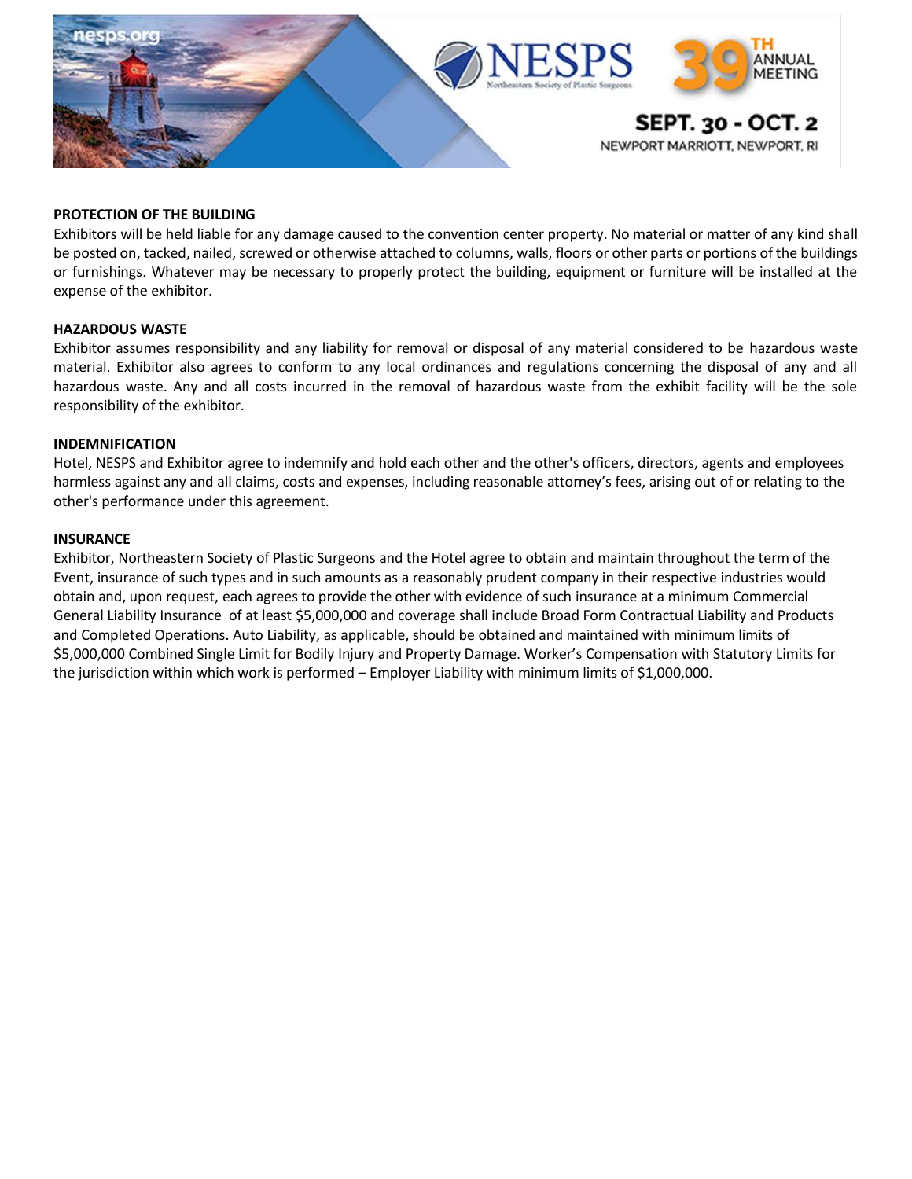**PROTECTION OF THE BUILDING**

Exhibitors will be held liable for any damage caused to the convention center property. No material or matter of any kind shall be posted on, tacked, nailed, screwed or otherwise attached to columns, walls, floors or other parts or portions of the buildings or furnishings. Whatever may be necessary to properly protect the building, equipment or furniture will be installed at the expense of the exhibitor.

**HAZARDOUS WASTE**

Exhibitor assumes responsibility and any liability for removal or disposal of any material considered to be hazardous waste material. Exhibitor also agrees to conform to any local ordinances and regulations concerning the disposal of any and all hazardous waste. Any and all costs incurred in the removal of hazardous waste from the exhibit facility will be the sole responsibility of the exhibitor.

**INDEMNIFICATION**

Hotel, NESPS and Exhibitor agree to indemnify and hold each other and the other's officers, directors, agents and employees harmless against any and all claims, costs and expenses, including reasonable attorney's fees, arising out of or relating to the other's performance under this agreement.

**INSURANCE**

Exhibitor, Northeastern Society of Plastic Surgeons and the Hotel agree to obtain and maintain throughout the term of the Event, insurance of such types and in such amounts as a reasonably prudent company in their respective industries would obtain and, upon request, each agrees to provide the other with evidence of such insurance at a minimum Commercial General Liability Insurance of at least $5,000,000 and coverage shall include Broad Form Contractual Liability and Products and Completed Operations. Auto Liability, as applicable, should be obtained and maintained with minimum limits of $5,000,000 Combined Single Limit for Bodily Injury and Property Damage. Worker's Compensation with Statutory Limits for the jurisdiction within which work is performed – Employer Liability with minimum limits of $1,000,000.